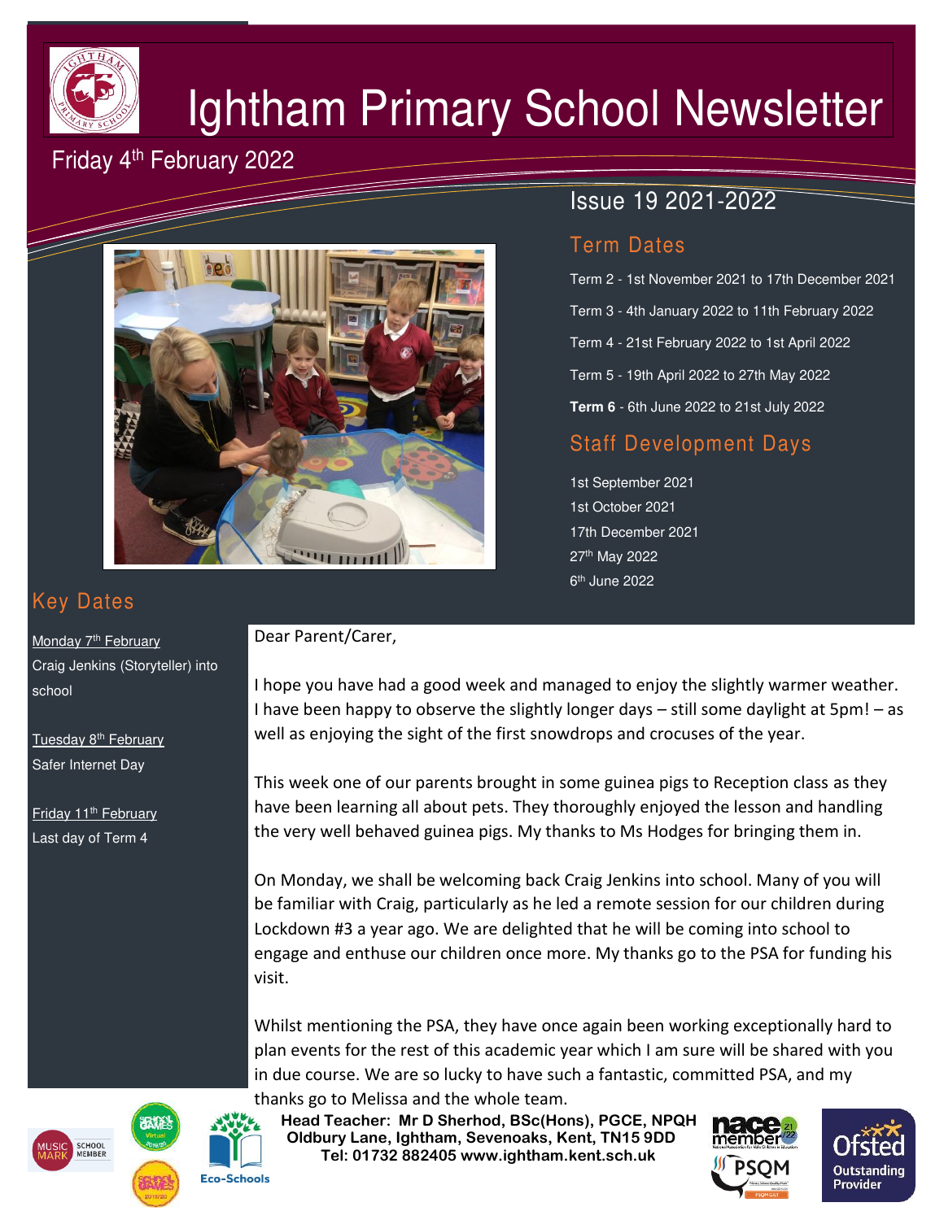# Ightham Primary School Newsletter

Friday 4th February 2022

Issue 19 2021-2022

## Term Dates

Term 2 - 1st November 2021 to 17th December 2021

Term 3 - 4th January 2022 to 11th February 2022

Term 4 - 21st February 2022 to 1st April 2022

Term 5 - 19th April 2022 to 27th May 2022

**Term 6** - 6th June 2022 to 21st July 2022

## Staff Development Days

1st September 2021
1st October 2021
17th December 2021
27th May 2022
6th June 2022

## Key Dates

Monday 7th February
Craig Jenkins (Storyteller) into school

Tuesday 8th February
Safer Internet Day

Friday 11th February
Last day of Term 4

Dear Parent/Carer,

I hope you have had a good week and managed to enjoy the slightly warmer weather. I have been happy to observe the slightly longer days – still some daylight at 5pm! – as well as enjoying the sight of the first snowdrops and crocuses of the year.

This week one of our parents brought in some guinea pigs to Reception class as they have been learning all about pets. They thoroughly enjoyed the lesson and handling the very well behaved guinea pigs. My thanks to Ms Hodges for bringing them in.

On Monday, we shall be welcoming back Craig Jenkins into school. Many of you will be familiar with Craig, particularly as he led a remote session for our children during Lockdown #3 a year ago. We are delighted that he will be coming into school to engage and enthuse our children once more. My thanks go to the PSA for funding his visit.

Whilst mentioning the PSA, they have once again been working exceptionally hard to plan events for the rest of this academic year which I am sure will be shared with you in due course. We are so lucky to have such a fantastic, committed PSA, and my thanks go to Melissa and the whole team.

**Head Teacher: Mr D Sherhod, BSc(Hons), PGCE, NPQH**
**Oldbury Lane, Ightham, Sevenoaks, Kent, TN15 9DD**
**Tel: 01732 882405 www.ightham.kent.sch.uk**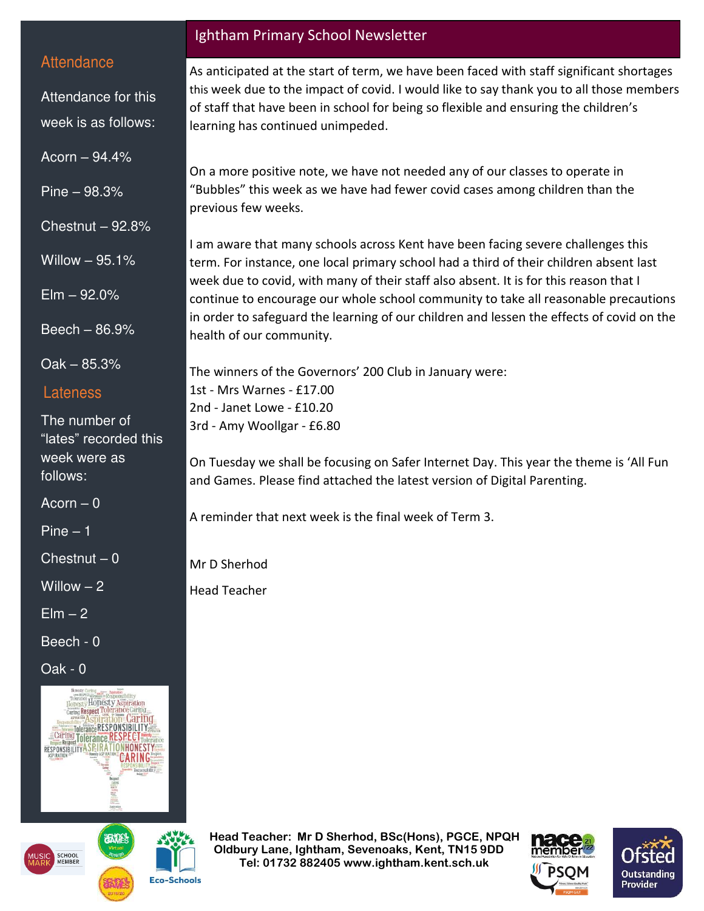# Ightham Primary School Newsletter

## Attendance

Attendance for this week is as follows:

Acorn – 94.4%

Pine – 98.3%

Chestnut – 92.8%

Willow – 95.1%

Elm – 92.0%

Beech – 86.9%

Oak – 85.3%

## Lateness

The number of "lates" recorded this week were as follows:

Acorn – 0

Pine – 1

Chestnut – 0

Willow – 2

Elm – 2

Beech - 0

Oak - 0

As anticipated at the start of term, we have been faced with staff significant shortages this week due to the impact of covid. I would like to say thank you to all those members of staff that have been in school for being so flexible and ensuring the children's learning has continued unimpeded.

On a more positive note, we have not needed any of our classes to operate in "Bubbles" this week as we have had fewer covid cases among children than the previous few weeks.

I am aware that many schools across Kent have been facing severe challenges this term. For instance, one local primary school had a third of their children absent last week due to covid, with many of their staff also absent. It is for this reason that I continue to encourage our whole school community to take all reasonable precautions in order to safeguard the learning of our children and lessen the effects of covid on the health of our community.

The winners of the Governors' 200 Club in January were:
1st - Mrs Warnes - £17.00
2nd - Janet Lowe - £10.20
3rd - Amy Woollgar - £6.80

On Tuesday we shall be focusing on Safer Internet Day. This year the theme is 'All Fun and Games. Please find attached the latest version of Digital Parenting.

A reminder that next week is the final week of Term 3.

Mr D Sherhod

Head Teacher

**Head Teacher: Mr D Sherhod, BSc(Hons), PGCE, NPQH**
**Oldbury Lane, Ightham, Sevenoaks, Kent, TN15 9DD**
**Tel: 01732 882405 www.ightham.kent.sch.uk**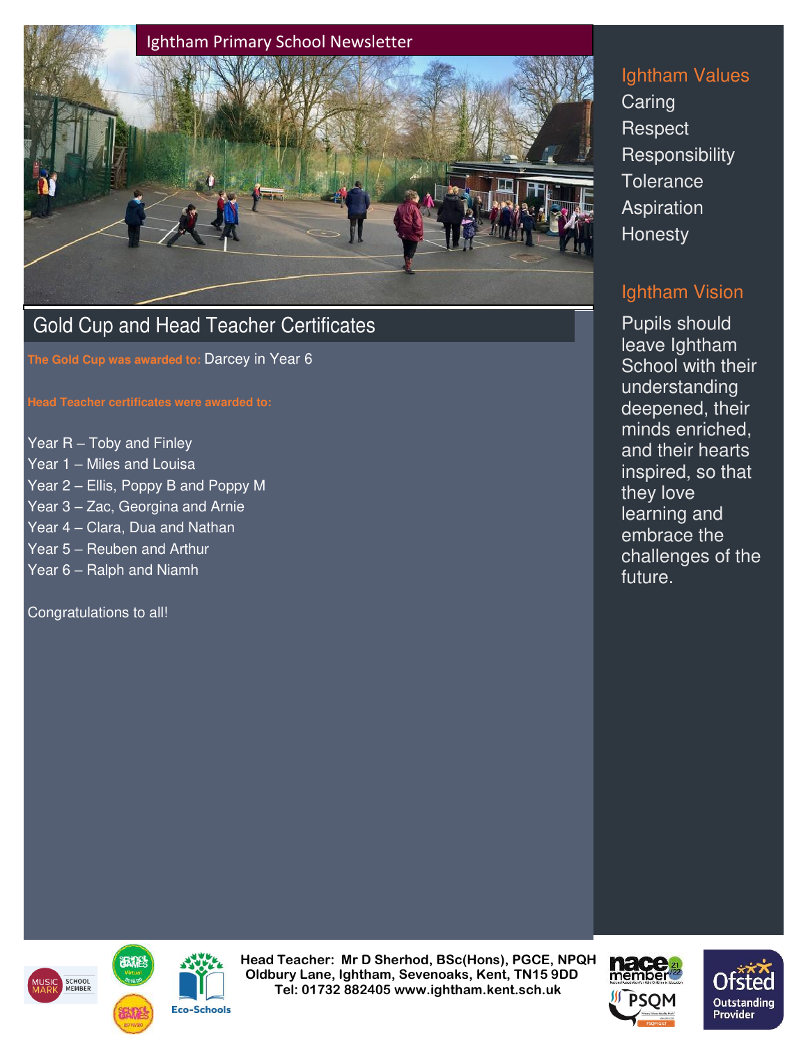Ightham Primary School Newsletter

## Gold Cup and Head Teacher Certificates

**The Gold Cup was awarded to:** Darcey in Year 6

**Head Teacher certificates were awarded to:**

Year R – Toby and Finley
Year 1 – Miles and Louisa
Year 2 – Ellis, Poppy B and Poppy M
Year 3 – Zac, Georgina and Arnie
Year 4 – Clara, Dua and Nathan
Year 5 – Reuben and Arthur
Year 6 – Ralph and Niamh

Congratulations to all!

## Ightham Values

Caring
Respect
Responsibility
Tolerance
Aspiration
Honesty

## Ightham Vision

Pupils should leave Ightham School with their understanding deepened, their minds enriched, and their hearts inspired, so that they love learning and embrace the challenges of the future.

**Head Teacher: Mr D Sherhod, BSc(Hons), PGCE, NPQH**
**Oldbury Lane, Ightham, Sevenoaks, Kent, TN15 9DD**
**Tel: 01732 882405 www.ightham.kent.sch.uk**